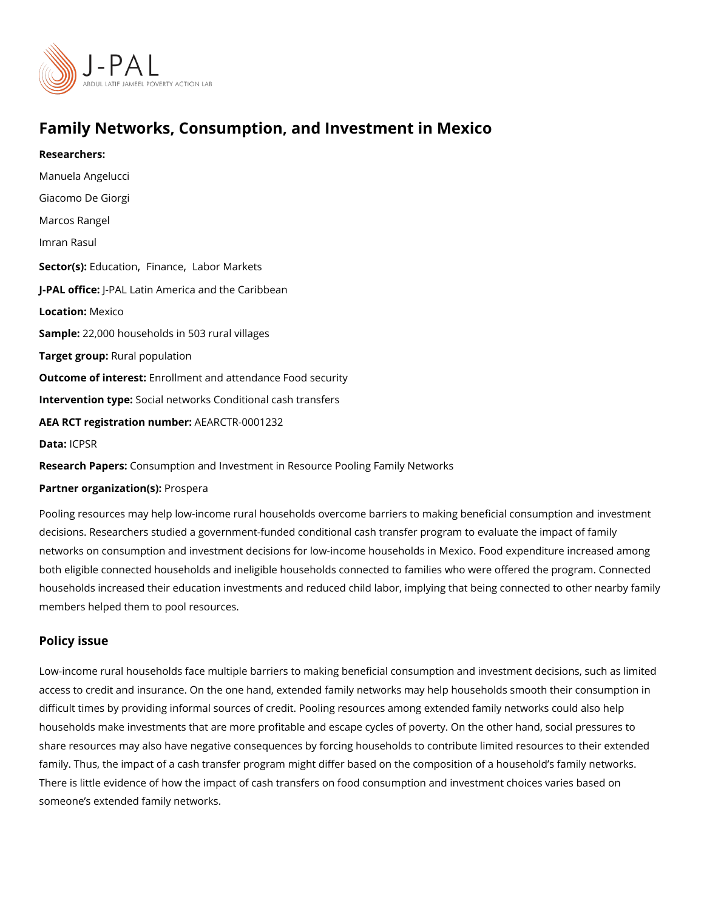# Family Networks, Consumption, and Investment in Mexico

**Researchers:**

Manuela Angelucci

Giacomo De Giorgi

Marcos Rangel

Imran Rasul

**Sector(s):** Education, Finance, Labor Markets

**J-PAL office:** J-PAL Latin America and the Caribbean

**Location:** Mexico

**Sample:** 22,000 households in 503 rural villages

**Target group:** Rural population

**Outcome of interest:** Enrollment and attendance Food security

**Intervention type:** Social networks Conditional cash transfers

**AEA RCT registration number:** AEARCTR-0001232

**Data:** ICPSR

**Research Papers:** Consumption and Investment in Resource Pooling Family Networks

**Partner organization(s):** Prospera

Pooling resources may help low-income rural households overcome barriers to making beneficial consumption and investment decisions. Researchers studied a government-funded conditional cash transfer program to evaluate the impact of family networks on consumption and investment decisions for low-income households in Mexico. Food expenditure increased among both eligible connected households and ineligible households connected to families who were offered the program. Connected households increased their education investments and reduced child labor, implying that being connected to other nearby family members helped them to pool resources.

## Policy issue

Low-income rural households face multiple barriers to making beneficial consumption and investment decisions, such as limited access to credit and insurance. On the one hand, extended family networks may help households smooth their consumption in difficult times by providing informal sources of credit. Pooling resources among extended family networks could also help households make investments that are more profitable and escape cycles of poverty. On the other hand, social pressures to share resources may also have negative consequences by forcing households to contribute limited resources to their extended family. Thus, the impact of a cash transfer program might differ based on the composition of a household's family networks. There is little evidence of how the impact of cash transfers on food consumption and investment choices varies based on someone's extended family networks.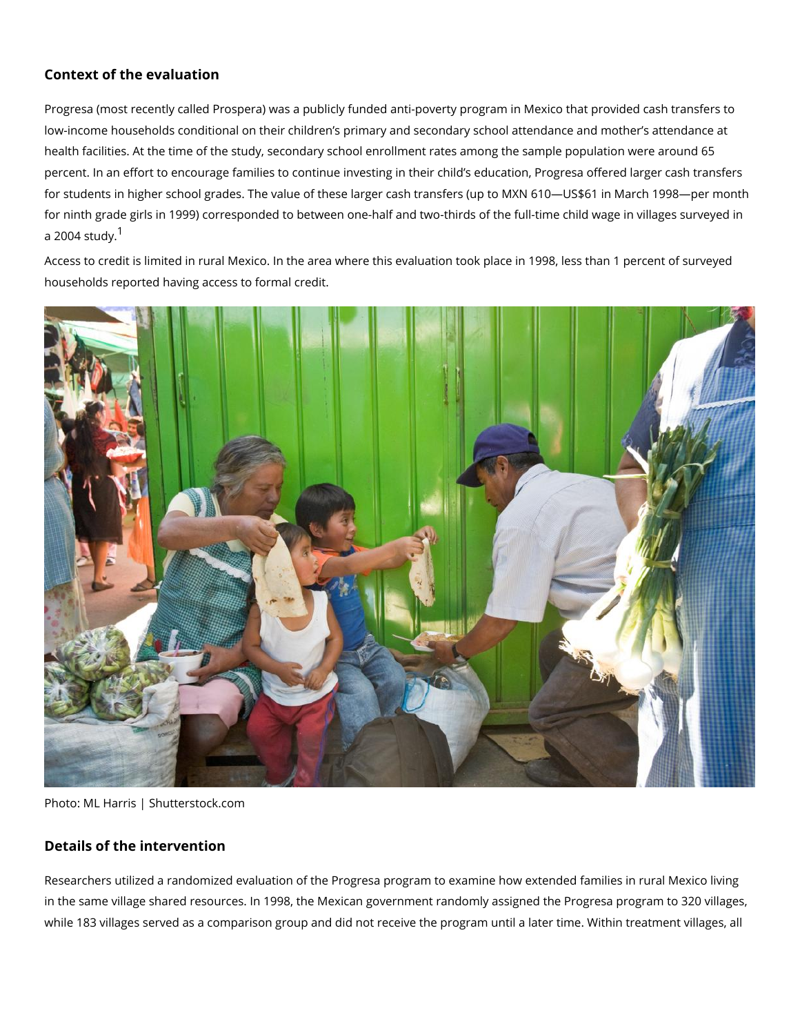## Context of the evaluation

Progresa (most recently called Prospera) was a publicly funded anti-poverty program in Mexico that provided cash transfers to low-income households conditional on their children's primary and secondary school attendance and mother's attendance at health facilities. At the time of the study, secondary school enrollment rates among the sample population were around 65 percent. In an effort to encourage families to continue investing in their child's education, Progresa offered larger cash transfers for students in higher school grades. The value of these larger cash transfers (up to MXN 610—US$61 in March 1998—per month for ninth grade girls in 1999) corresponded to between one-half and two-thirds of the full-time child wage in villages surveyed in a 2004 study.[1]

Access to credit is limited in rural Mexico. In the area where this evaluation took place in 1998, less than 1 percent of surveyed households reported having access to formal credit.

Photo: ML Harris | Shutterstock.com

## Details of the intervention

Researchers utilized a randomized evaluation of the Progresa program to examine how extended families in rural Mexico living in the same village shared resources. In 1998, the Mexican government randomly assigned the Progresa program to 320 villages, while 183 villages served as a comparison group and did not receive the program until a later time. Within treatment villages, all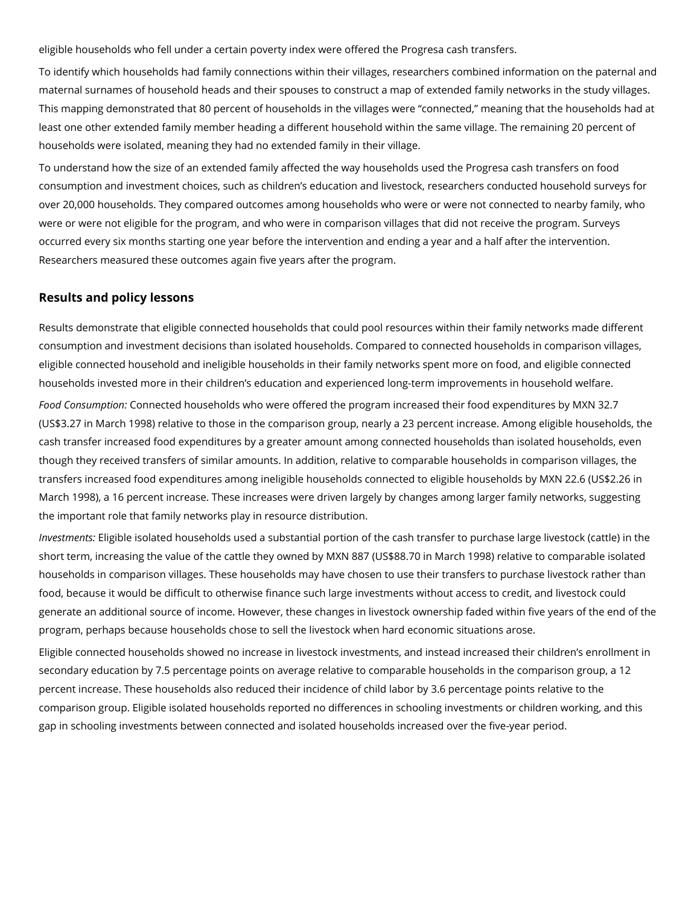eligible households who fell under a certain poverty index were offered the Progresa cash transfers.

To identify which households had family connections within their villages, researchers combined information on the paternal and maternal surnames of household heads and their spouses to construct a map of extended family networks in the study villages. This mapping demonstrated that 80 percent of households in the villages were “connected,” meaning that the households had at least one other extended family member heading a different household within the same village. The remaining 20 percent of households were isolated, meaning they had no extended family in their village.

To understand how the size of an extended family affected the way households used the Progresa cash transfers on food consumption and investment choices, such as children’s education and livestock, researchers conducted household surveys for over 20,000 households. They compared outcomes among households who were or were not connected to nearby family, who were or were not eligible for the program, and who were in comparison villages that did not receive the program. Surveys occurred every six months starting one year before the intervention and ending a year and a half after the intervention. Researchers measured these outcomes again five years after the program.

## Results and policy lessons

Results demonstrate that eligible connected households that could pool resources within their family networks made different consumption and investment decisions than isolated households. Compared to connected households in comparison villages, eligible connected household and ineligible households in their family networks spent more on food, and eligible connected households invested more in their children’s education and experienced long-term improvements in household welfare.

*Food Consumption:* Connected households who were offered the program increased their food expenditures by MXN 32.7 (US$3.27 in March 1998) relative to those in the comparison group, nearly a 23 percent increase. Among eligible households, the cash transfer increased food expenditures by a greater amount among connected households than isolated households, even though they received transfers of similar amounts. In addition, relative to comparable households in comparison villages, the transfers increased food expenditures among ineligible households connected to eligible households by MXN 22.6 (US$2.26 in March 1998), a 16 percent increase. These increases were driven largely by changes among larger family networks, suggesting the important role that family networks play in resource distribution.

*Investments:* Eligible isolated households used a substantial portion of the cash transfer to purchase large livestock (cattle) in the short term, increasing the value of the cattle they owned by MXN 887 (US$88.70 in March 1998) relative to comparable isolated households in comparison villages. These households may have chosen to use their transfers to purchase livestock rather than food, because it would be difficult to otherwise finance such large investments without access to credit, and livestock could generate an additional source of income. However, these changes in livestock ownership faded within five years of the end of the program, perhaps because households chose to sell the livestock when hard economic situations arose.

Eligible connected households showed no increase in livestock investments, and instead increased their children’s enrollment in secondary education by 7.5 percentage points on average relative to comparable households in the comparison group, a 12 percent increase. These households also reduced their incidence of child labor by 3.6 percentage points relative to the comparison group. Eligible isolated households reported no differences in schooling investments or children working, and this gap in schooling investments between connected and isolated households increased over the five-year period.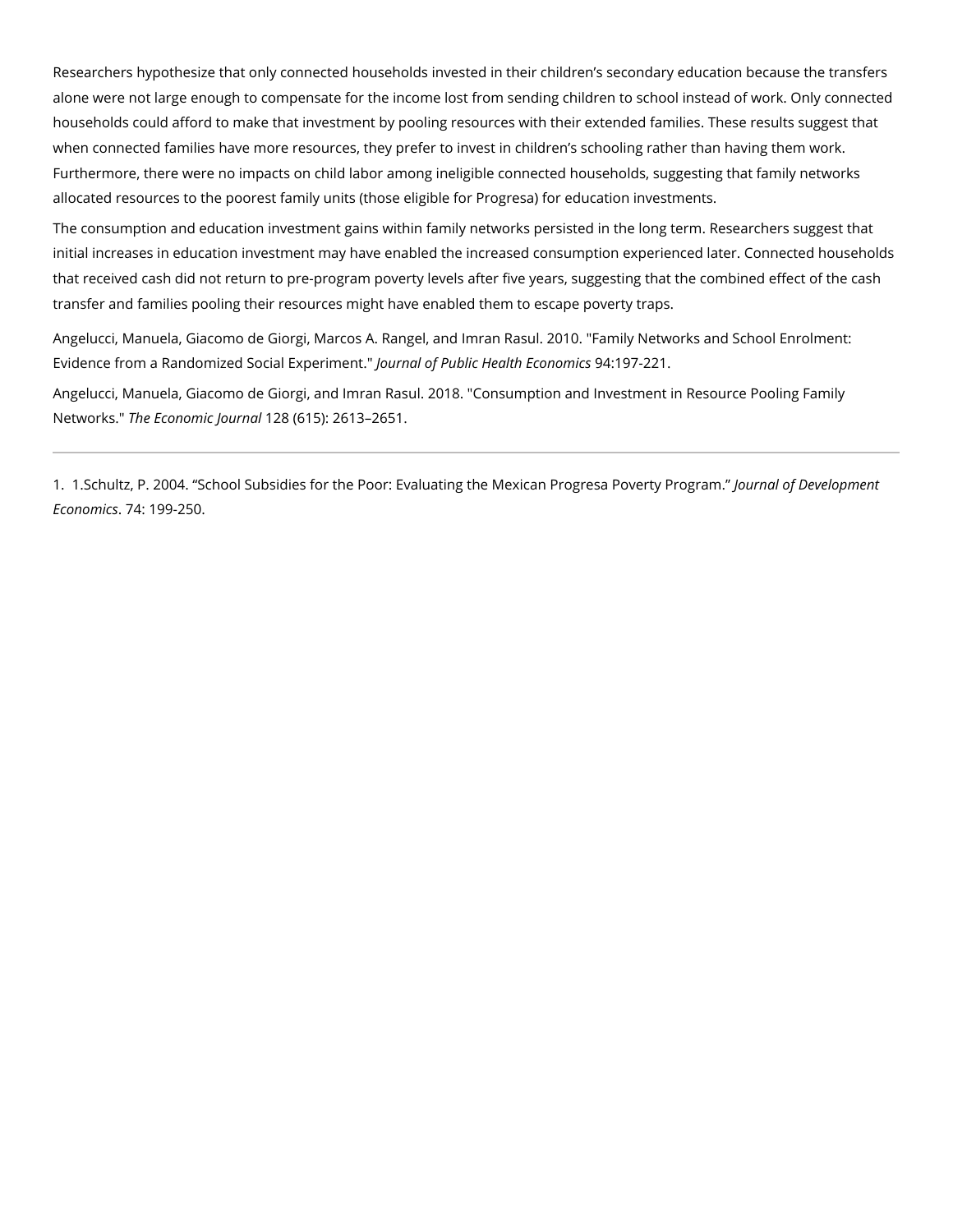Researchers hypothesize that only connected households invested in their children's secondary education because the transfers alone were not large enough to compensate for the income lost from sending children to school instead of work. Only connected households could afford to make that investment by pooling resources with their extended families. These results suggest that when connected families have more resources, they prefer to invest in children's schooling rather than having them work. Furthermore, there were no impacts on child labor among ineligible connected households, suggesting that family networks allocated resources to the poorest family units (those eligible for Progresa) for education investments.

The consumption and education investment gains within family networks persisted in the long term. Researchers suggest that initial increases in education investment may have enabled the increased consumption experienced later. Connected households that received cash did not return to pre-program poverty levels after five years, suggesting that the combined effect of the cash transfer and families pooling their resources might have enabled them to escape poverty traps.

Angelucci, Manuela, Giacomo de Giorgi, Marcos A. Rangel, and Imran Rasul. 2010. "Family Networks and School Enrolment: Evidence from a Randomized Social Experiment." *Journal of Public Health Economics* 94:197-221.

Angelucci, Manuela, Giacomo de Giorgi, and Imran Rasul. 2018. "Consumption and Investment in Resource Pooling Family Networks." *The Economic Journal* 128 (615): 2613–2651.

---

1. 1.Schultz, P. 2004. "School Subsidies for the Poor: Evaluating the Mexican Progresa Poverty Program." *Journal of Development Economics*. 74: 199-250.